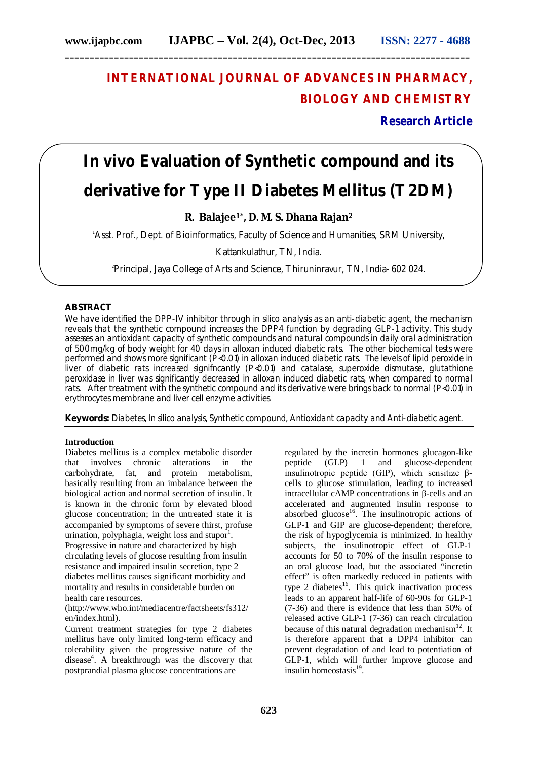# INTERNATIONAL JOURNAL OF ADVANCES IN PHARMACY, BIOLOGY AND CHEMISTRY

**Research Article**

# In vivo Evaluation of Synthetic compound and its derivative for Type II Diabetes Mellitus (T2DM)

**R. Balajee[1]*, D. M. S. Dhana Rajan[2]**

[1]Asst. Prof., Dept. of Bioinformatics, Faculty of Science and Humanities, SRM University, Kattankulathur, TN, India.

[2]Principal, Jaya College of Arts and Science, Thiruninravur, TN, India- 602 024.

## ABSTRACT

We have identified the DPP-IV inhibitor through in silico analysis as an anti-diabetic agent, the mechanism reveals that the synthetic compound increases the DPP4 function by degrading GLP-1 activity. This study assesses an antioxidant capacity of synthetic compounds and natural compounds in daily oral administration of 500mg/kg of body weight for 40 days in alloxan induced diabetic rats. The other biochemical tests were performed and shows more significant ($P<0.01$) in alloxan induced diabetic rats. The levels of lipid peroxide in liver of diabetic rats increased signifncantly ($P<0.01$) and catalase, superoxide dismutase, glutathione peroxidase in liver was significantly decreased in alloxan induced diabetic rats, when compared to normal rats. After treatment with the synthetic compound and its derivative were brings back to normal ($P<0.01$) in erythrocytes membrane and liver cell enzyme activities.

**Keywords:** Diabetes, In silico analysis, Synthetic compound, Antioxidant capacity and Anti-diabetic agent.

## Introduction

Diabetes mellitus is a complex metabolic disorder that involves chronic alterations in the carbohydrate, fat, and protein metabolism, basically resulting from an imbalance between the biological action and normal secretion of insulin. It is known in the chronic form by elevated blood glucose concentration; in the untreated state it is accompanied by symptoms of severe thirst, profuse urination, polyphagia, weight loss and stupor[1].

Progressive in nature and characterized by high circulating levels of glucose resulting from insulin resistance and impaired insulin secretion, type 2 diabetes mellitus causes significant morbidity and mortality and results in considerable burden on health care resources.

(http://www.who.int/mediacentre/factsheets/fs312/en/index.html).

Current treatment strategies for type 2 diabetes mellitus have only limited long-term efficacy and tolerability given the progressive nature of the disease[4]. A breakthrough was the discovery that postprandial plasma glucose concentrations are regulated by the incretin hormones glucagon-like peptide (GLP) 1 and glucose-dependent insulinotropic peptide (GIP), which sensitize β-cells to glucose stimulation, leading to increased intracellular cAMP concentrations in β-cells and an accelerated and augmented insulin response to absorbed glucose[16]. The insulinotropic actions of GLP-1 and GIP are glucose-dependent; therefore, the risk of hypoglycemia is minimized. In healthy subjects, the insulinotropic effect of GLP-1 accounts for 50 to 70% of the insulin response to an oral glucose load, but the associated "incretin effect" is often markedly reduced in patients with type 2 diabetes[16]. This quick inactivation process leads to an apparent half-life of 60-90s for GLP-1 (7-36) and there is evidence that less than 50% of released active GLP-1 (7-36) can reach circulation because of this natural degradation mechanism[12]. It is therefore apparent that a DPP4 inhibitor can prevent degradation of and lead to potentiation of GLP-1, which will further improve glucose and insulin homeostasis[19].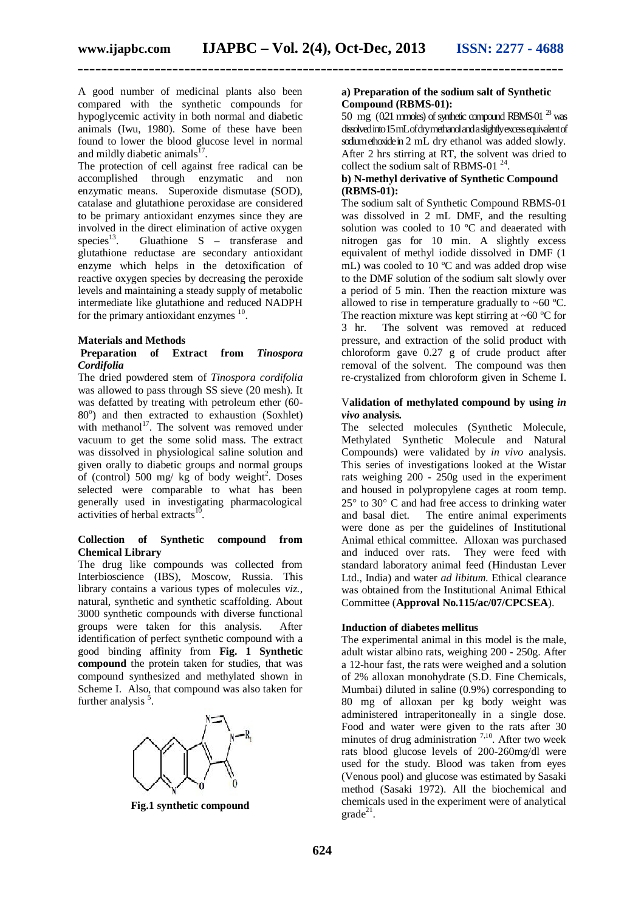A good number of medicinal plants also been compared with the synthetic compounds for hypoglycemic activity in both normal and diabetic animals (Iwu, 1980). Some of these have been found to lower the blood glucose level in normal and mildly diabetic animals[17].

The protection of cell against free radical can be accomplished through enzymatic and non enzymatic means. Superoxide dismutase (SOD), catalase and glutathione peroxidase are considered to be primary antioxidant enzymes since they are involved in the direct elimination of active oxygen species[13]. Gluathione S – transferase and glutathione reductase are secondary antioxidant enzyme which helps in the detoxification of reactive oxygen species by decreasing the peroxide levels and maintaining a steady supply of metabolic intermediate like glutathione and reduced NADPH for the primary antioxidant enzymes [10].

## Materials and Methods

### Preparation of Extract from *Tinospora Cordifolia*

The dried powdered stem of *Tinospora cordifolia* was allowed to pass through SS sieve (20 mesh). It was defatted by treating with petroleum ether (60-80°) and then extracted to exhaustion (Soxhlet) with methanol[17]. The solvent was removed under vacuum to get the some solid mass. The extract was dissolved in physiological saline solution and given orally to diabetic groups and normal groups of (control) 500 mg/ kg of body weight[2]. Doses selected were comparable to what has been generally used in investigating pharmacological activities of herbal extracts[10].

### Collection of Synthetic compound from Chemical Library

The drug like compounds was collected from Interbioscience (IBS), Moscow, Russia. This library contains a various types of molecules *viz.*, natural, synthetic and synthetic scaffolding. About 3000 synthetic compounds with diverse functional groups were taken for this analysis. After identification of perfect synthetic compound with a good binding affinity from **Fig. 1 Synthetic compound** the protein taken for studies, that was compound synthesized and methylated shown in Scheme I. Also, that compound was also taken for further analysis [5].

**Fig.1 synthetic compound**

### a) Preparation of the sodium salt of Synthetic Compound (RBMS-01):

50 mg (0.21 mmoles) of synthetic compound RBMS-01 [23] was dissolved into 15 mL of dry methanol and a slightly excess equivalent of sodium ethoxide in 2 mL dry ethanol was added slowly. After 2 hrs stirring at RT, the solvent was dried to collect the sodium salt of RBMS-01 [24].

### b) N-methyl derivative of Synthetic Compound (RBMS-01):

The sodium salt of Synthetic Compound RBMS-01 was dissolved in 2 mL DMF, and the resulting solution was cooled to 10 ºC and deaerated with nitrogen gas for 10 min. A slightly excess equivalent of methyl iodide dissolved in DMF (1 mL) was cooled to 10 ºC and was added drop wise to the DMF solution of the sodium salt slowly over a period of 5 min. Then the reaction mixture was allowed to rise in temperature gradually to ~60 ºC. The reaction mixture was kept stirring at ~60 ºC for 3 hr. The solvent was removed at reduced pressure, and extraction of the solid product with chloroform gave 0.27 g of crude product after removal of the solvent. The compound was then re-crystalized from chloroform given in Scheme I.

### Validation of methylated compound by using *in vivo* analysis.

The selected molecules (Synthetic Molecule, Methylated Synthetic Molecule and Natural Compounds) were validated by *in vivo* analysis. This series of investigations looked at the Wistar rats weighing 200 - 250g used in the experiment and housed in polypropylene cages at room temp. 25° to 30° C and had free access to drinking water and basal diet. The entire animal experiments were done as per the guidelines of Institutional Animal ethical committee. Alloxan was purchased and induced over rats. They were feed with standard laboratory animal feed (Hindustan Lever Ltd., India) and water *ad libitum*. Ethical clearance was obtained from the Institutional Animal Ethical Committee (**Approval No.115/ac/07/CPCSEA**).

### Induction of diabetes mellitus

The experimental animal in this model is the male, adult wistar albino rats, weighing 200 - 250g. After a 12-hour fast, the rats were weighed and a solution of 2% alloxan monohydrate (S.D. Fine Chemicals, Mumbai) diluted in saline (0.9%) corresponding to 80 mg of alloxan per kg body weight was administered intraperitoneally in a single dose. Food and water were given to the rats after 30 minutes of drug administration [7,10]. After two week rats blood glucose levels of 200-260mg/dl were used for the study. Blood was taken from eyes (Venous pool) and glucose was estimated by Sasaki method (Sasaki 1972). All the biochemical and chemicals used in the experiment were of analytical grade[21].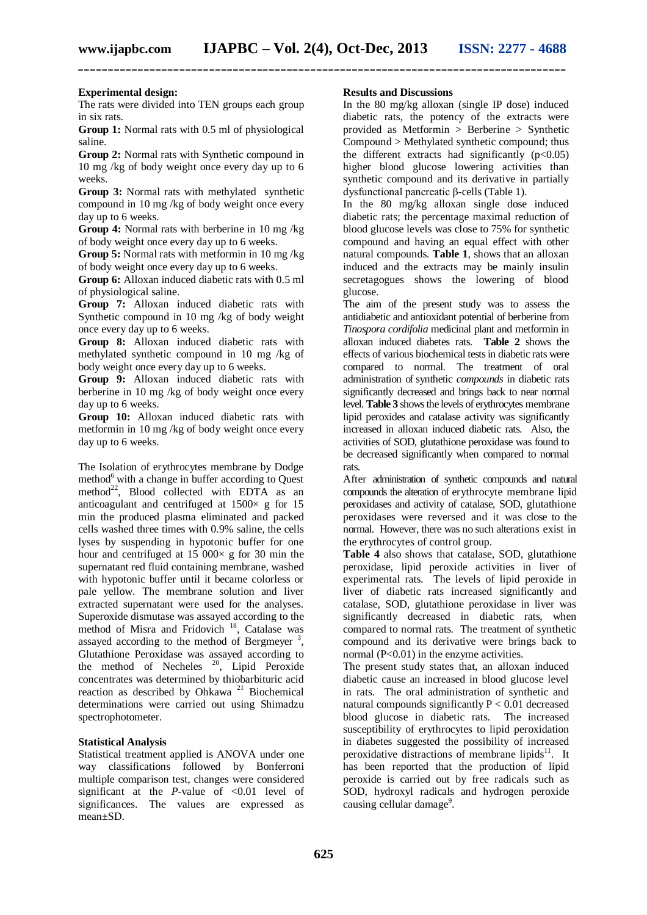**Experimental design:**

The rats were divided into TEN groups each group in six rats.

**Group 1:** Normal rats with 0.5 ml of physiological saline.

**Group 2:** Normal rats with Synthetic compound in 10 mg /kg of body weight once every day up to 6 weeks.

**Group 3:** Normal rats with methylated synthetic compound in 10 mg /kg of body weight once every day up to 6 weeks.

**Group 4:** Normal rats with berberine in 10 mg /kg of body weight once every day up to 6 weeks.

**Group 5:** Normal rats with metformin in 10 mg /kg of body weight once every day up to 6 weeks.

**Group 6:** Alloxan induced diabetic rats with 0.5 ml of physiological saline.

**Group 7:** Alloxan induced diabetic rats with Synthetic compound in 10 mg /kg of body weight once every day up to 6 weeks.

**Group 8:** Alloxan induced diabetic rats with methylated synthetic compound in 10 mg /kg of body weight once every day up to 6 weeks.

**Group 9:** Alloxan induced diabetic rats with berberine in 10 mg /kg of body weight once every day up to 6 weeks.

**Group 10:** Alloxan induced diabetic rats with metformin in 10 mg /kg of body weight once every day up to 6 weeks.

The Isolation of erythrocytes membrane by Dodge method[6] with a change in buffer according to Quest method[22], Blood collected with EDTA as an anticoagulant and centrifuged at 1500× g for 15 min the produced plasma eliminated and packed cells washed three times with 0.9% saline, the cells lyses by suspending in hypotonic buffer for one hour and centrifuged at 15 000× g for 30 min the supernatant red fluid containing membrane, washed with hypotonic buffer until it became colorless or pale yellow. The membrane solution and liver extracted supernatant were used for the analyses. Superoxide dismutase was assayed according to the method of Misra and Fridovich [18], Catalase was assayed according to the method of Bergmeyer [3], Glutathione Peroxidase was assayed according to the method of Necheles [20], Lipid Peroxide concentrates was determined by thiobarbituric acid reaction as described by Ohkawa [21] Biochemical determinations were carried out using Shimadzu spectrophotometer.

**Statistical Analysis**

Statistical treatment applied is ANOVA under one way classifications followed by Bonferroni multiple comparison test, changes were considered significant at the *P*-value of <0.01 level of significances. The values are expressed as mean±SD.

**Results and Discussions**

In the 80 mg/kg alloxan (single IP dose) induced diabetic rats, the potency of the extracts were provided as Metformin > Berberine > Synthetic Compound > Methylated synthetic compound; thus the different extracts had significantly ($p<0.05$) higher blood glucose lowering activities than synthetic compound and its derivative in partially dysfunctional pancreatic β-cells (Table 1).

In the 80 mg/kg alloxan single dose induced diabetic rats; the percentage maximal reduction of blood glucose levels was close to 75% for synthetic compound and having an equal effect with other natural compounds. **Table 1**, shows that an alloxan induced and the extracts may be mainly insulin secretagogues shows the lowering of blood glucose.

The aim of the present study was to assess the antidiabetic and antioxidant potential of berberine from *Tinospora cordifolia* medicinal plant and metformin in alloxan induced diabetes rats. **Table 2** shows the effects of various biochemical tests in diabetic rats were compared to normal. The treatment of oral administration of synthetic *compounds* in diabetic rats significantly decreased and brings back to near normal level. **Table 3** shows the levels of erythrocytes membrane lipid peroxides and catalase activity was significantly increased in alloxan induced diabetic rats. Also, the activities of SOD, glutathione peroxidase was found to be decreased significantly when compared to normal rats.

After administration of synthetic compounds and natural compounds the alteration of erythrocyte membrane lipid peroxidases and activity of catalase, SOD, glutathione peroxidases were reversed and it was close to the normal. However, there was no such alterations exist in the erythrocytes of control group.

**Table 4** also shows that catalase, SOD, glutathione peroxidase, lipid peroxide activities in liver of experimental rats. The levels of lipid peroxide in liver of diabetic rats increased significantly and catalase, SOD, glutathione peroxidase in liver was significantly decreased in diabetic rats, when compared to normal rats. The treatment of synthetic compound and its derivative were brings back to normal ($P<0.01$) in the enzyme activities.

The present study states that, an alloxan induced diabetic cause an increased in blood glucose level in rats. The oral administration of synthetic and natural compounds significantly $P < 0.01$ decreased blood glucose in diabetic rats. The increased susceptibility of erythrocytes to lipid peroxidation in diabetes suggested the possibility of increased peroxidative distractions of membrane lipids[11]. It has been reported that the production of lipid peroxide is carried out by free radicals such as SOD, hydroxyl radicals and hydrogen peroxide causing cellular damage[9].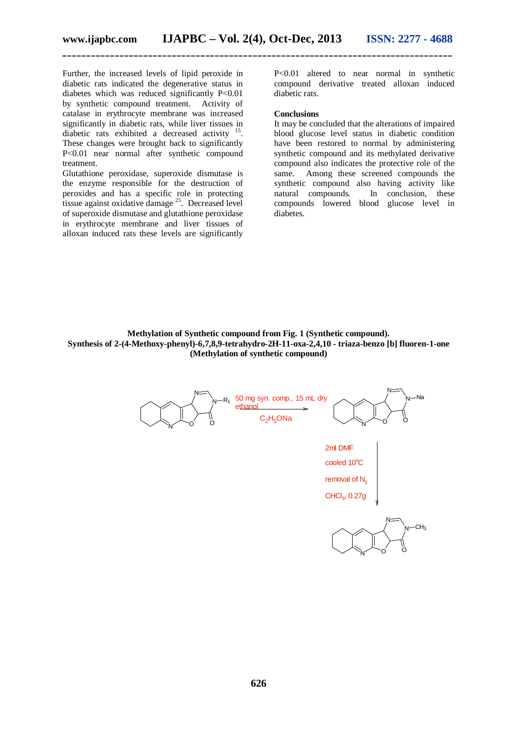Further, the increased levels of lipid peroxide in diabetic rats indicated the degenerative status in diabetes which was reduced significantly P<0.01 by synthetic compound treatment. Activity of catalase in erythrocyte membrane was increased significantly in diabetic rats, while liver tissues in diabetic rats exhibited a decreased activity [15]. These changes were brought back to significantly P<0.01 near normal after synthetic compound treatment.

Glutathione peroxidase, superoxide dismutase is the enzyme responsible for the destruction of peroxides and has a specific role in protecting tissue against oxidative damage [25]. Decreased level of superoxide dismutase and glutathione peroxidase in erythrocyte membrane and liver tissues of alloxan induced rats these levels are significantly P<0.01 altered to near normal in synthetic compound derivative treated alloxan induced diabetic rats.

## Conclusions

It may be concluded that the alterations of impaired blood glucose level status in diabetic condition have been restored to normal by administering synthetic compound and its methylated derivative compound also indicates the protective role of the same. Among these screened compounds the synthetic compound also having activity like natural compounds. In conclusion, these compounds lowered blood glucose level in diabetes.

**Methylation of Synthetic compound from Fig. 1 (Synthetic compound).**
**Synthesis of 2-(4-Methoxy-phenyl)-6,7,8,9-tetrahydro-2H-11-oxa-2,4,10 - triaza-benzo [b] fluoren-1-one (Methylation of synthetic compound)**

50 mg syn. comp., 15 mL dry ethanol

$C_2H_5ONa$

2ml DMF

cooled 10$^{o}$C

removal of $N_2$

$CHCl_3$, 0.27g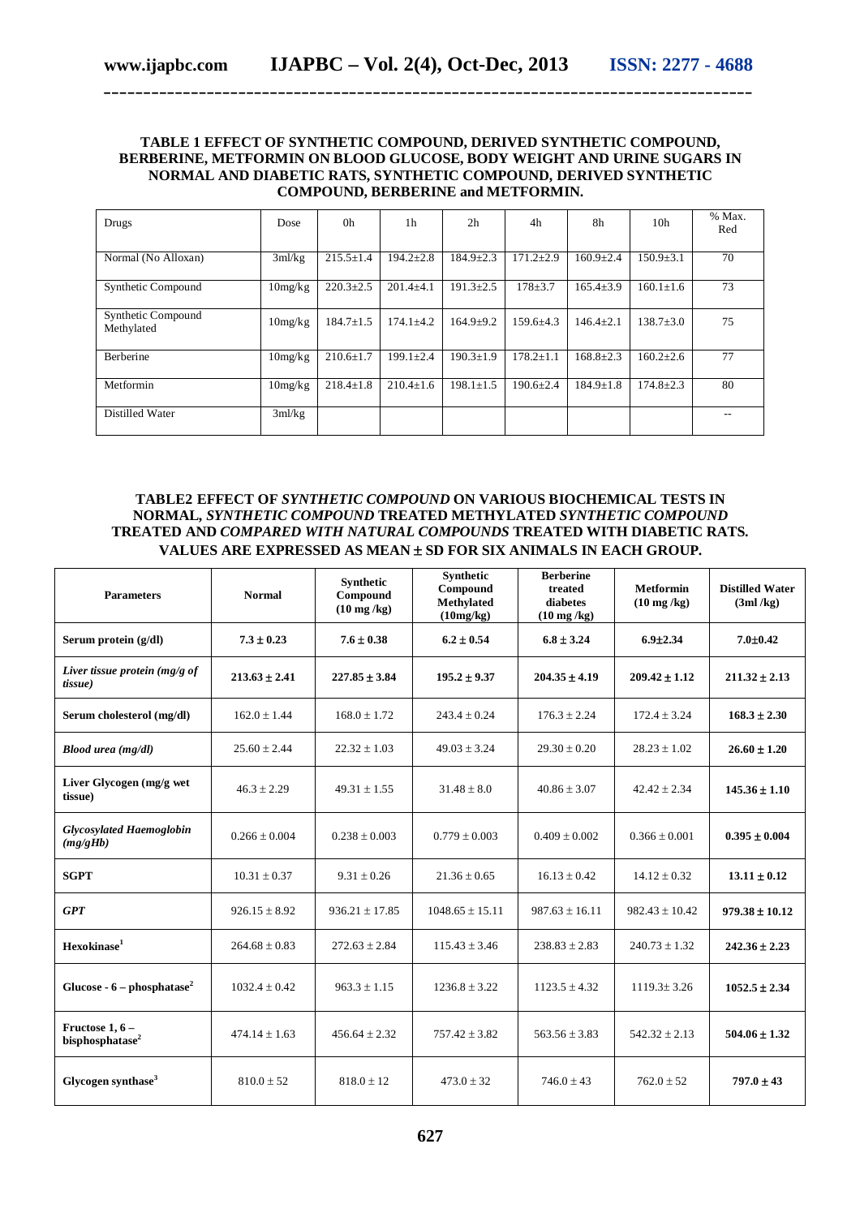**TABLE 1 EFFECT OF SYNTHETIC COMPOUND, DERIVED SYNTHETIC COMPOUND, BERBERINE, METFORMIN ON BLOOD GLUCOSE, BODY WEIGHT AND URINE SUGARS IN NORMAL AND DIABETIC RATS, SYNTHETIC COMPOUND, DERIVED SYNTHETIC COMPOUND, BERBERINE and METFORMIN.**

| Drugs | Dose | 0h | 1h | 2h | 4h | 8h | 10h | % Max. Red |
|---|---|---|---|---|---|---|---|---|
| Normal (No Alloxan) | 3ml/kg | 215.5±1.4 | 194.2±2.8 | 184.9±2.3 | 171.2±2.9 | 160.9±2.4 | 150.9±3.1 | 70 |
| Synthetic Compound | 10mg/kg | 220.3±2.5 | 201.4±4.1 | 191.3±2.5 | 178±3.7 | 165.4±3.9 | 160.1±1.6 | 73 |
| Synthetic Compound Methylated | 10mg/kg | 184.7±1.5 | 174.1±4.2 | 164.9±9.2 | 159.6±4.3 | 146.4±2.1 | 138.7±3.0 | 75 |
| Berberine | 10mg/kg | 210.6±1.7 | 199.1±2.4 | 190.3±1.9 | 178.2±1.1 | 168.8±2.3 | 160.2±2.6 | 77 |
| Metformin | 10mg/kg | 218.4±1.8 | 210.4±1.6 | 198.1±1.5 | 190.6±2.4 | 184.9±1.8 | 174.8±2.3 | 80 |
| Distilled Water | 3ml/kg | | | | | | | -- |

**TABLE2 EFFECT OF *SYNTHETIC COMPOUND* ON VARIOUS BIOCHEMICAL TESTS IN NORMAL, *SYNTHETIC COMPOUND* TREATED METHYLATED *SYNTHETIC COMPOUND* TREATED AND *COMPARED WITH NATURAL COMPOUNDS* TREATED WITH DIABETIC RATS. VALUES ARE EXPRESSED AS MEAN ± SD FOR SIX ANIMALS IN EACH GROUP.**

| Parameters | Normal | Synthetic Compound (10 mg /kg) | Synthetic Compound Methylated (10mg/kg) | Berberine treated diabetes (10 mg /kg) | Metformin (10 mg /kg) | Distilled Water (3ml /kg) |
|---|---|---|---|---|---|---|
| **Serum protein (g/dl)** | **7.3 ± 0.23** | **7.6 ± 0.38** | **6.2 ± 0.54** | **6.8 ± 3.24** | **6.9±2.34** | **7.0±0.42** |
| ***Liver tissue protein (mg/g of tissue)*** | **213.63 ± 2.41** | **227.85 ± 3.84** | **195.2 ± 9.37** | **204.35 ± 4.19** | **209.42 ± 1.12** | **211.32 ± 2.13** |
| **Serum cholesterol (mg/dl)** | 162.0 ± 1.44 | 168.0 ± 1.72 | 243.4 ± 0.24 | 176.3 ± 2.24 | 172.4 ± 3.24 | **168.3 ± 2.30** |
| ***Blood urea (mg/dl)*** | 25.60 ± 2.44 | 22.32 ± 1.03 | 49.03 ± 3.24 | 29.30 ± 0.20 | 28.23 ± 1.02 | **26.60 ± 1.20** |
| **Liver Glycogen (mg/g wet tissue)** | 46.3 ± 2.29 | 49.31 ± 1.55 | 31.48 ± 8.0 | 40.86 ± 3.07 | 42.42 ± 2.34 | **145.36 ± 1.10** |
| ***Glycosylated Haemoglobin (mg/gHb)*** | 0.266 ± 0.004 | 0.238 ± 0.003 | 0.779 ± 0.003 | 0.409 ± 0.002 | 0.366 ± 0.001 | **0.395 ± 0.004** |
| **SGPT** | 10.31 ± 0.37 | 9.31 ± 0.26 | 21.36 ± 0.65 | 16.13 ± 0.42 | 14.12 ± 0.32 | **13.11 ± 0.12** |
| ***GPT*** | 926.15 ± 8.92 | 936.21 ± 17.85 | 1048.65 ± 15.11 | 987.63 ± 16.11 | 982.43 ± 10.42 | **979.38 ± 10.12** |
| **Hexokinase[1]** | 264.68 ± 0.83 | 272.63 ± 2.84 | 115.43 ± 3.46 | 238.83 ± 2.83 | 240.73 ± 1.32 | **242.36 ± 2.23** |
| **Glucose - 6 – phosphatase[2]** | 1032.4 ± 0.42 | 963.3 ± 1.15 | 1236.8 ± 3.22 | 1123.5 ± 4.32 | 1119.3± 3.26 | **1052.5 ± 2.34** |
| **Fructose 1, 6 – bisphosphatase[2]** | 474.14 ± 1.63 | 456.64 ± 2.32 | 757.42 ± 3.82 | 563.56 ± 3.83 | 542.32 ± 2.13 | **504.06 ± 1.32** |
| **Glycogen synthase[3]** | 810.0 ± 52 | 818.0 ± 12 | 473.0 ± 32 | 746.0 ± 43 | 762.0 ± 52 | **797.0 ± 43** |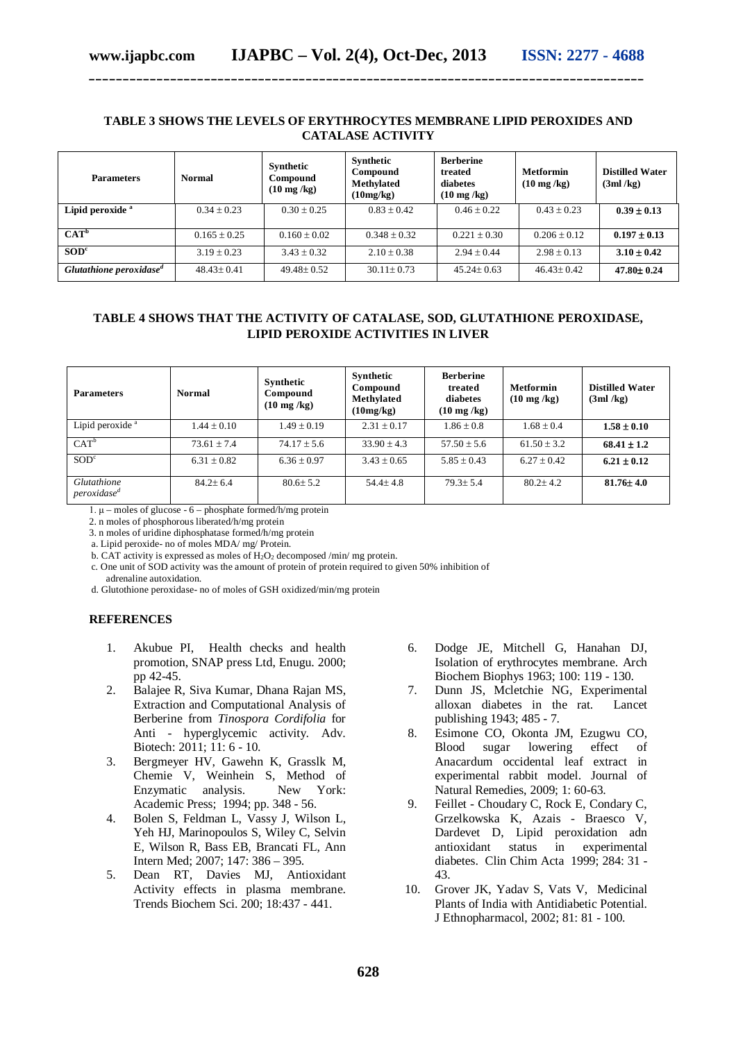**TABLE 3 SHOWS THE LEVELS OF ERYTHROCYTES MEMBRANE LIPID PEROXIDES AND CATALASE ACTIVITY**

| Parameters | Normal | Synthetic Compound (10 mg /kg) | Synthetic Compound Methylated (10mg/kg) | Berberine treated diabetes (10 mg /kg) | Metformin (10 mg /kg) | Distilled Water (3ml /kg) |
|---|---|---|---|---|---|---|
| **Lipid peroxide [a]** | 0.34 ± 0.23 | 0.30 ± 0.25 | 0.83 ± 0.42 | 0.46 ± 0.22 | 0.43 ± 0.23 | **0.39 ± 0.13** |
| **CAT[b]** | 0.165 ± 0.25 | 0.160 ± 0.02 | 0.348 ± 0.32 | 0.221 ± 0.30 | 0.206 ± 0.12 | **0.197 ± 0.13** |
| **SOD[c]** | 3.19 ± 0.23 | 3.43 ± 0.32 | 2.10 ± 0.38 | 2.94 ± 0.44 | 2.98 ± 0.13 | **3.10 ± 0.42** |
| ***Glutathione peroxidase[d]*** | 48.43± 0.41 | 49.48± 0.52 | 30.11± 0.73 | 45.24± 0.63 | 46.43± 0.42 | **47.80± 0.24** |

**TABLE 4 SHOWS THAT THE ACTIVITY OF CATALASE, SOD, GLUTATHIONE PEROXIDASE, LIPID PEROXIDE ACTIVITIES IN LIVER**

| Parameters | Normal | Synthetic Compound (10 mg /kg) | Synthetic Compound Methylated (10mg/kg) | Berberine treated diabetes (10 mg /kg) | Metformin (10 mg /kg) | Distilled Water (3ml /kg) |
|---|---|---|---|---|---|---|
| Lipid peroxide [a] | 1.44 ± 0.10 | 1.49 ± 0.19 | 2.31 ± 0.17 | 1.86 ± 0.8 | 1.68 ± 0.4 | **1.58 ± 0.10** |
| CAT[b] | 73.61 ± 7.4 | 74.17 ± 5.6 | 33.90 ± 4.3 | 57.50 ± 5.6 | 61.50 ± 3.2 | **68.41 ± 1.2** |
| SOD[c] | 6.31 ± 0.82 | 6.36 ± 0.97 | 3.43 ± 0.65 | 5.85 ± 0.43 | 6.27 ± 0.42 | **6.21 ± 0.12** |
| *Glutathione peroxidase[d]* | 84.2± 6.4 | 80.6± 5.2 | 54.4± 4.8 | 79.3± 5.4 | 80.2± 4.2 | **81.76± 4.0** |

1. μ – moles of glucose - 6 – phosphate formed/h/mg protein
2. n moles of phosphorous liberated/h/mg protein
3. n moles of uridine diphosphatase formed/h/mg protein

a. Lipid peroxide- no of moles MDA/ mg/ Protein.
b. CAT activity is expressed as moles of $H_2O_2$ decomposed /min/ mg protein.
c. One unit of SOD activity was the amount of protein of protein required to given 50% inhibition of adrenaline autoxidation.
d. Glutothione peroxidase- no of moles of GSH oxidized/min/mg protein

## REFERENCES

1. Akubue PI, Health checks and health promotion, SNAP press Ltd, Enugu. 2000; pp 42-45.
2. Balajee R, Siva Kumar, Dhana Rajan MS, Extraction and Computational Analysis of Berberine from *Tinospora Cordifolia* for Anti - hyperglycemic activity. Adv. Biotech: 2011; 11: 6 - 10.
3. Bergmeyer HV, Gawehn K, Grasslk M, Chemie V, Weinhein S, Method of Enzymatic analysis. New York: Academic Press; 1994; pp. 348 - 56.
4. Bolen S, Feldman L, Vassy J, Wilson L, Yeh HJ, Marinopoulos S, Wiley C, Selvin E, Wilson R, Bass EB, Brancati FL, Ann Intern Med; 2007; 147: 386 – 395.
5. Dean RT, Davies MJ, Antioxidant Activity effects in plasma membrane. Trends Biochem Sci. 200; 18:437 - 441.
6. Dodge JE, Mitchell G, Hanahan DJ, Isolation of erythrocytes membrane. Arch Biochem Biophys 1963; 100: 119 - 130.
7. Dunn JS, Mcletchie NG, Experimental alloxan diabetes in the rat. Lancet publishing 1943; 485 - 7.
8. Esimone CO, Okonta JM, Ezugwu CO, Blood sugar lowering effect of Anacardum occidental leaf extract in experimental rabbit model. Journal of Natural Remedies, 2009; 1: 60-63.
9. Feillet - Choudary C, Rock E, Condary C, Grzelkowska K, Azais - Braesco V, Dardevet D, Lipid peroxidation adn antioxidant status in experimental diabetes. Clin Chim Acta 1999; 284: 31 - 43.
10. Grover JK, Yadav S, Vats V, Medicinal Plants of India with Antidiabetic Potential. J Ethnopharmacol, 2002; 81: 81 - 100.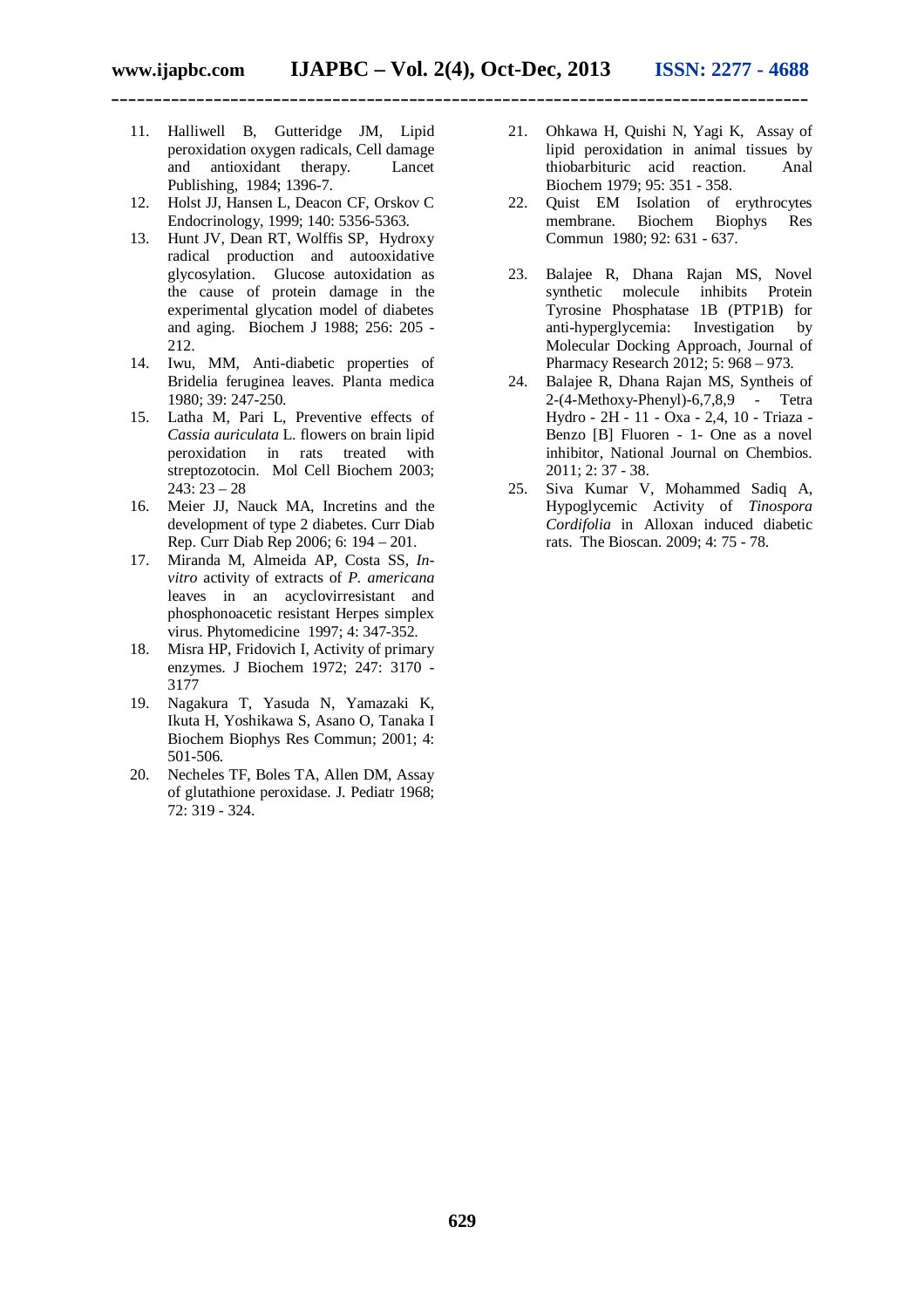11. Halliwell B, Gutteridge JM, Lipid peroxidation oxygen radicals, Cell damage and antioxidant therapy. Lancet Publishing, 1984; 1396-7.
12. Holst JJ, Hansen L, Deacon CF, Orskov C Endocrinology, 1999; 140: 5356-5363.
13. Hunt JV, Dean RT, Wolffis SP, Hydroxy radical production and autooxidative glycosylation. Glucose autoxidation as the cause of protein damage in the experimental glycation model of diabetes and aging. Biochem J 1988; 256: 205 - 212.
14. Iwu, MM, Anti-diabetic properties of Bridelia feruginea leaves. Planta medica 1980; 39: 247-250.
15. Latha M, Pari L, Preventive effects of *Cassia auriculata* L. flowers on brain lipid peroxidation in rats treated with streptozotocin. Mol Cell Biochem 2003; 243: 23 – 28
16. Meier JJ, Nauck MA, Incretins and the development of type 2 diabetes. Curr Diab Rep. Curr Diab Rep 2006; 6: 194 – 201.
17. Miranda M, Almeida AP, Costa SS, *In-vitro* activity of extracts of *P. americana* leaves in an acyclovirresistant and phosphonoacetic resistant Herpes simplex virus. Phytomedicine 1997; 4: 347-352.
18. Misra HP, Fridovich I, Activity of primary enzymes. J Biochem 1972; 247: 3170 - 3177
19. Nagakura T, Yasuda N, Yamazaki K, Ikuta H, Yoshikawa S, Asano O, Tanaka I Biochem Biophys Res Commun; 2001; 4: 501-506.
20. Necheles TF, Boles TA, Allen DM, Assay of glutathione peroxidase. J. Pediatr 1968; 72: 319 - 324.
21. Ohkawa H, Quishi N, Yagi K, Assay of lipid peroxidation in animal tissues by thiobarbituric acid reaction. Anal Biochem 1979; 95: 351 - 358.
22. Quist EM Isolation of erythrocytes membrane. Biochem Biophys Res Commun 1980; 92: 631 - 637.
23. Balajee R, Dhana Rajan MS, Novel synthetic molecule inhibits Protein Tyrosine Phosphatase 1B (PTP1B) for anti-hyperglycemia: Investigation by Molecular Docking Approach, Journal of Pharmacy Research 2012; 5: 968 – 973.
24. Balajee R, Dhana Rajan MS, Syntheis of 2-(4-Methoxy-Phenyl)-6,7,8,9 - Tetra Hydro - 2H - 11 - Oxa - 2,4, 10 - Triaza - Benzo [B] Fluoren - 1- One as a novel inhibitor, National Journal on Chembios. 2011; 2: 37 - 38.
25. Siva Kumar V, Mohammed Sadiq A, Hypoglycemic Activity of *Tinospora Cordifolia* in Alloxan induced diabetic rats. The Bioscan. 2009; 4: 75 - 78.